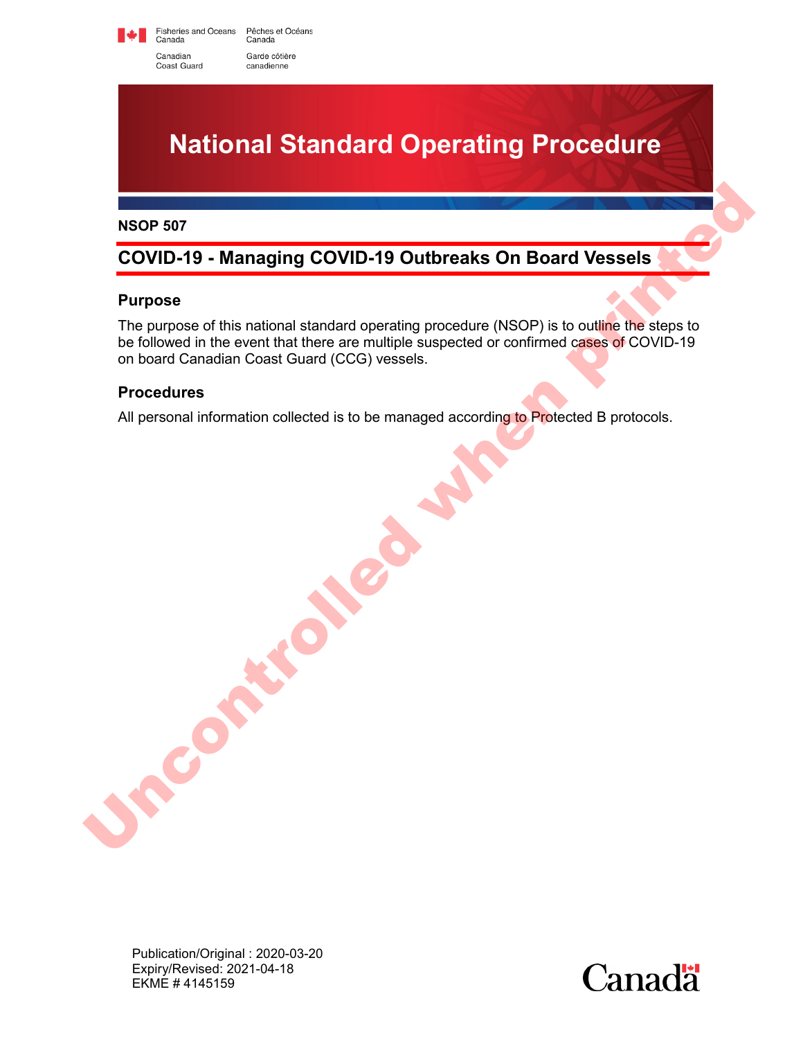Fisheries and Oceans Canada / Pêches et Océans Canada

Canadian Coast Guard / Garde côtière canadienne

# National Standard Operating Procedure

**NSOP 507**

## COVID-19 - Managing COVID-19 Outbreaks On Board Vessels

### Purpose

The purpose of this national standard operating procedure (NSOP) is to outline the steps to be followed in the event that there are multiple suspected or confirmed cases of COVID-19 on board Canadian Coast Guard (CCG) vessels.

### Procedures

All personal information collected is to be managed according to Protected B protocols.

Uncontrolled when printed

Publication/Original : 2020-03-20
Expiry/Revised: 2021-04-18
EKME # 4145159

Canada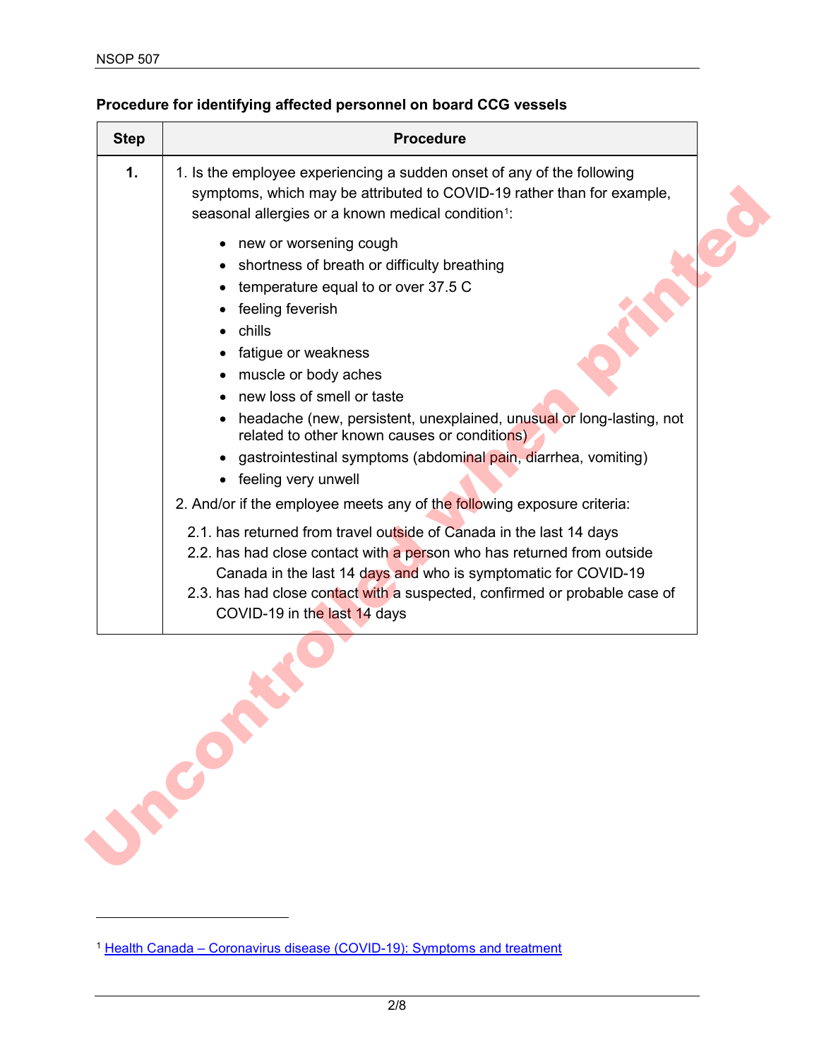**Procedure for identifying affected personnel on board CCG vessels**

| Step | Procedure |
|---|---|
| **1.** | 1. Is the employee experiencing a sudden onset of any of the following symptoms, which may be attributed to COVID-19 rather than for example, seasonal allergies or a known medical condition[1]:<br><br>• new or worsening cough<br>• shortness of breath or difficulty breathing<br>• temperature equal to or over 37.5 C<br>• feeling feverish<br>• chills<br>• fatigue or weakness<br>• muscle or body aches<br>• new loss of smell or taste<br>• headache (new, persistent, unexplained, unusual or long-lasting, not related to other known causes or conditions)<br>• gastrointestinal symptoms (abdominal pain, diarrhea, vomiting)<br>• feeling very unwell<br><br>2. And/or if the employee meets any of the following exposure criteria:<br><br>2.1. has returned from travel outside of Canada in the last 14 days<br>2.2. has had close contact with a person who has returned from outside Canada in the last 14 days and who is symptomatic for COVID-19<br>2.3. has had close contact with a suspected, confirmed or probable case of COVID-19 in the last 14 days |

[1] Health Canada – Coronavirus disease (COVID-19): Symptoms and treatment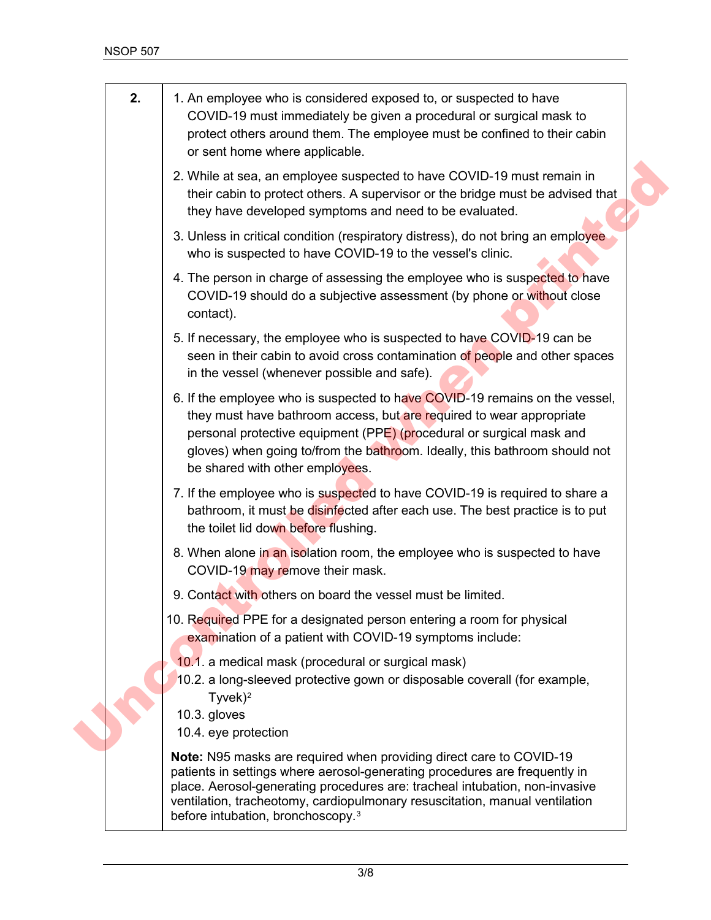| | |
|---|---|
| **2.** | 1. An employee who is considered exposed to, or suspected to have COVID-19 must immediately be given a procedural or surgical mask to protect others around them. The employee must be confined to their cabin or sent home where applicable.<br><br>2. While at sea, an employee suspected to have COVID-19 must remain in their cabin to protect others. A supervisor or the bridge must be advised that they have developed symptoms and need to be evaluated.<br><br>3. Unless in critical condition (respiratory distress), do not bring an employee who is suspected to have COVID-19 to the vessel's clinic.<br><br>4. The person in charge of assessing the employee who is suspected to have COVID-19 should do a subjective assessment (by phone or without close contact).<br><br>5. If necessary, the employee who is suspected to have COVID-19 can be seen in their cabin to avoid cross contamination of people and other spaces in the vessel (whenever possible and safe).<br><br>6. If the employee who is suspected to have COVID-19 remains on the vessel, they must have bathroom access, but are required to wear appropriate personal protective equipment (PPE) (procedural or surgical mask and gloves) when going to/from the bathroom. Ideally, this bathroom should not be shared with other employees.<br><br>7. If the employee who is suspected to have COVID-19 is required to share a bathroom, it must be disinfected after each use. The best practice is to put the toilet lid down before flushing.<br><br>8. When alone in an isolation room, the employee who is suspected to have COVID-19 may remove their mask.<br><br>9. Contact with others on board the vessel must be limited.<br><br>10. Required PPE for a designated person entering a room for physical examination of a patient with COVID-19 symptoms include:<br>10.1. a medical mask (procedural or surgical mask)<br>10.2. a long-sleeved protective gown or disposable coverall (for example, Tyvek)[2]<br>10.3. gloves<br>10.4. eye protection<br><br>**Note:** N95 masks are required when providing direct care to COVID-19 patients in settings where aerosol-generating procedures are frequently in place. Aerosol-generating procedures are: tracheal intubation, non-invasive ventilation, tracheotomy, cardiopulmonary resuscitation, manual ventilation before intubation, bronchoscopy.[3] |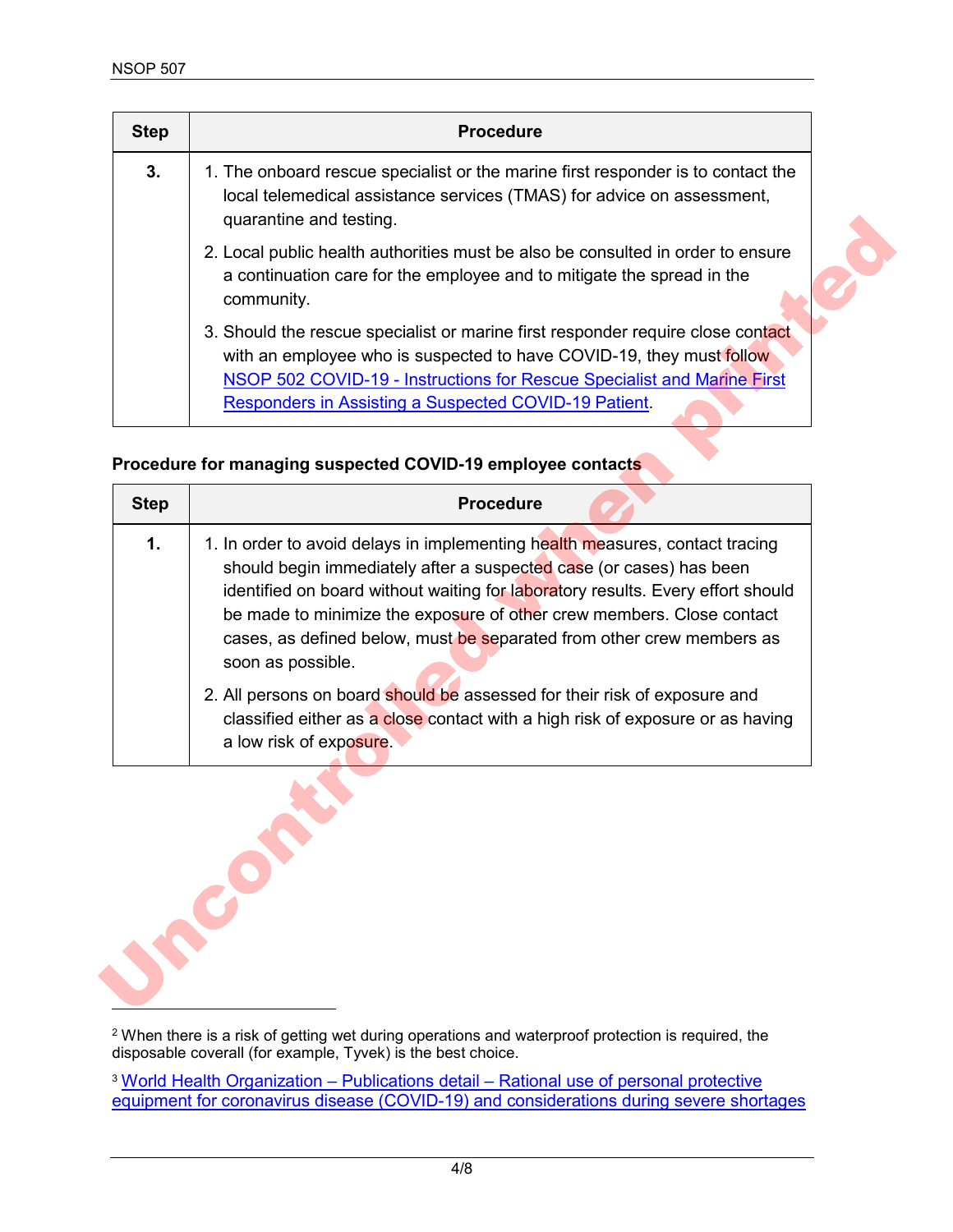| Step | Procedure |
|---|---|
| **3.** | 1. The onboard rescue specialist or the marine first responder is to contact the local telemedical assistance services (TMAS) for advice on assessment, quarantine and testing.<br>2. Local public health authorities must be also be consulted in order to ensure a continuation care for the employee and to mitigate the spread in the community.<br>3. Should the rescue specialist or marine first responder require close contact with an employee who is suspected to have COVID-19, they must follow [NSOP 502 COVID-19 - Instructions for Rescue Specialist and Marine First Responders in Assisting a Suspected COVID-19 Patient](). |

**Procedure for managing suspected COVID-19 employee contacts**

| Step | Procedure |
|---|---|
| **1.** | 1. In order to avoid delays in implementing health measures, contact tracing should begin immediately after a suspected case (or cases) has been identified on board without waiting for laboratory results. Every effort should be made to minimize the exposure of other crew members. Close contact cases, as defined below, must be separated from other crew members as soon as possible.<br>2. All persons on board should be assessed for their risk of exposure and classified either as a close contact with a high risk of exposure or as having a low risk of exposure. |

---

[2] When there is a risk of getting wet during operations and waterproof protection is required, the disposable coverall (for example, Tyvek) is the best choice.

[3] [World Health Organization – Publications detail – Rational use of personal protective equipment for coronavirus disease (COVID-19) and considerations during severe shortages]()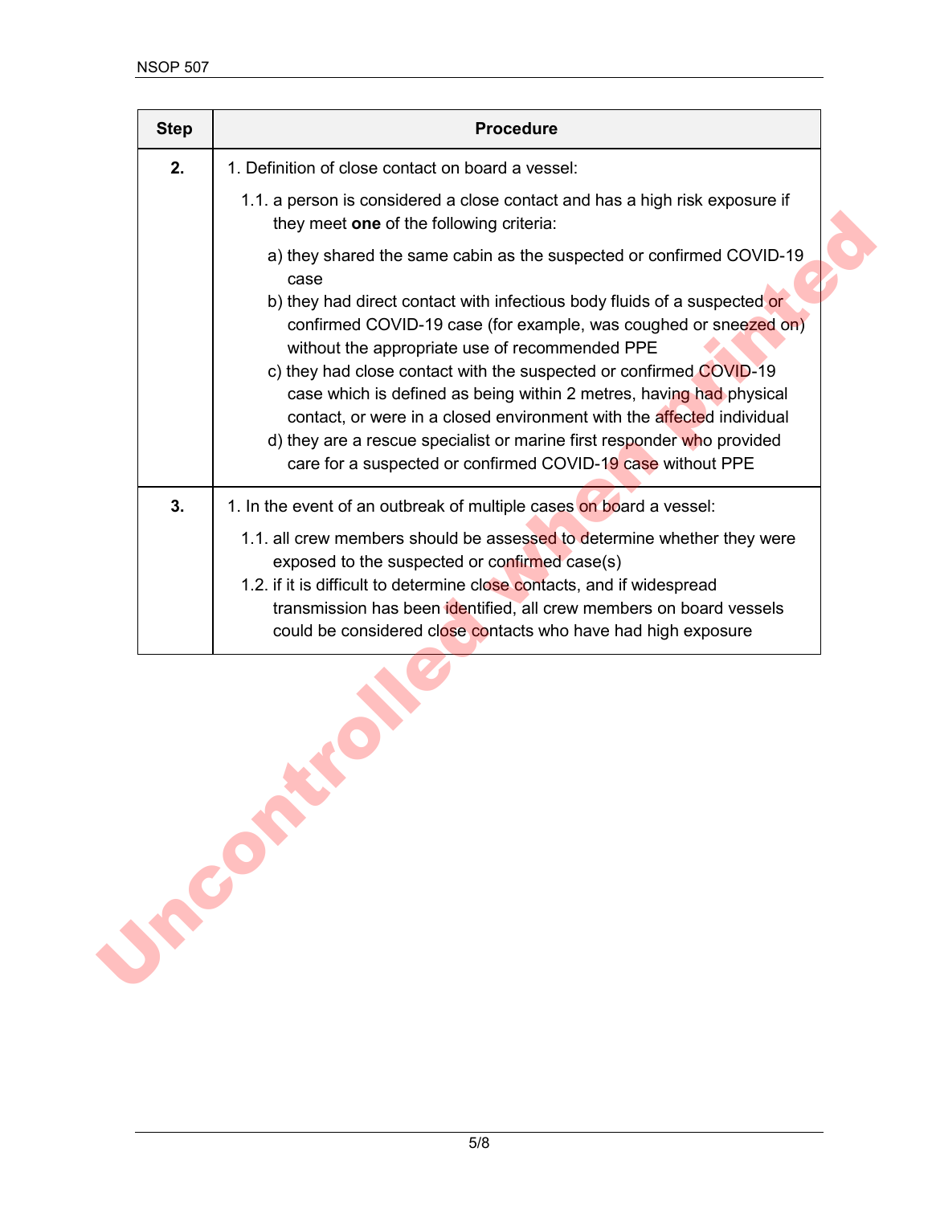| Step | Procedure |
|---|---|
| **2.** | 1. Definition of close contact on board a vessel:<br><br>1.1. a person is considered a close contact and has a high risk exposure if they meet **one** of the following criteria:<br><br>a) they shared the same cabin as the suspected or confirmed COVID-19 case<br>b) they had direct contact with infectious body fluids of a suspected or confirmed COVID-19 case (for example, was coughed or sneezed on) without the appropriate use of recommended PPE<br>c) they had close contact with the suspected or confirmed COVID-19 case which is defined as being within 2 metres, having had physical contact, or were in a closed environment with the affected individual<br>d) they are a rescue specialist or marine first responder who provided care for a suspected or confirmed COVID-19 case without PPE |
| **3.** | 1. In the event of an outbreak of multiple cases on board a vessel:<br><br>1.1. all crew members should be assessed to determine whether they were exposed to the suspected or confirmed case(s)<br>1.2. if it is difficult to determine close contacts, and if widespread transmission has been identified, all crew members on board vessels could be considered close contacts who have had high exposure |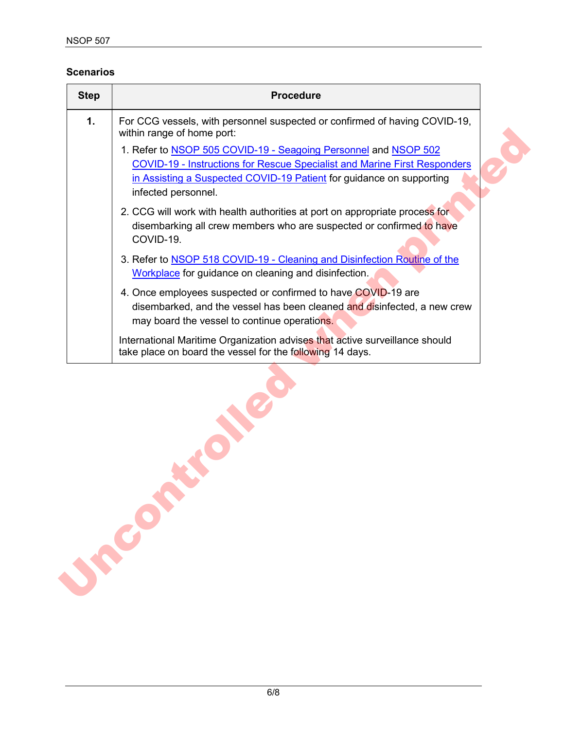**Scenarios**

| Step | Procedure |
| --- | --- |
| **1.** | For CCG vessels, with personnel suspected or confirmed of having COVID-19, within range of home port:<br>1. Refer to NSOP 505 COVID-19 - Seagoing Personnel and NSOP 502 COVID-19 - Instructions for Rescue Specialist and Marine First Responders in Assisting a Suspected COVID-19 Patient for guidance on supporting infected personnel.<br>2. CCG will work with health authorities at port on appropriate process for disembarking all crew members who are suspected or confirmed to have COVID-19.<br>3. Refer to NSOP 518 COVID-19 - Cleaning and Disinfection Routine of the Workplace for guidance on cleaning and disinfection.<br>4. Once employees suspected or confirmed to have COVID-19 are disembarked, and the vessel has been cleaned and disinfected, a new crew may board the vessel to continue operations.<br><br>International Maritime Organization advises that active surveillance should take place on board the vessel for the following 14 days. |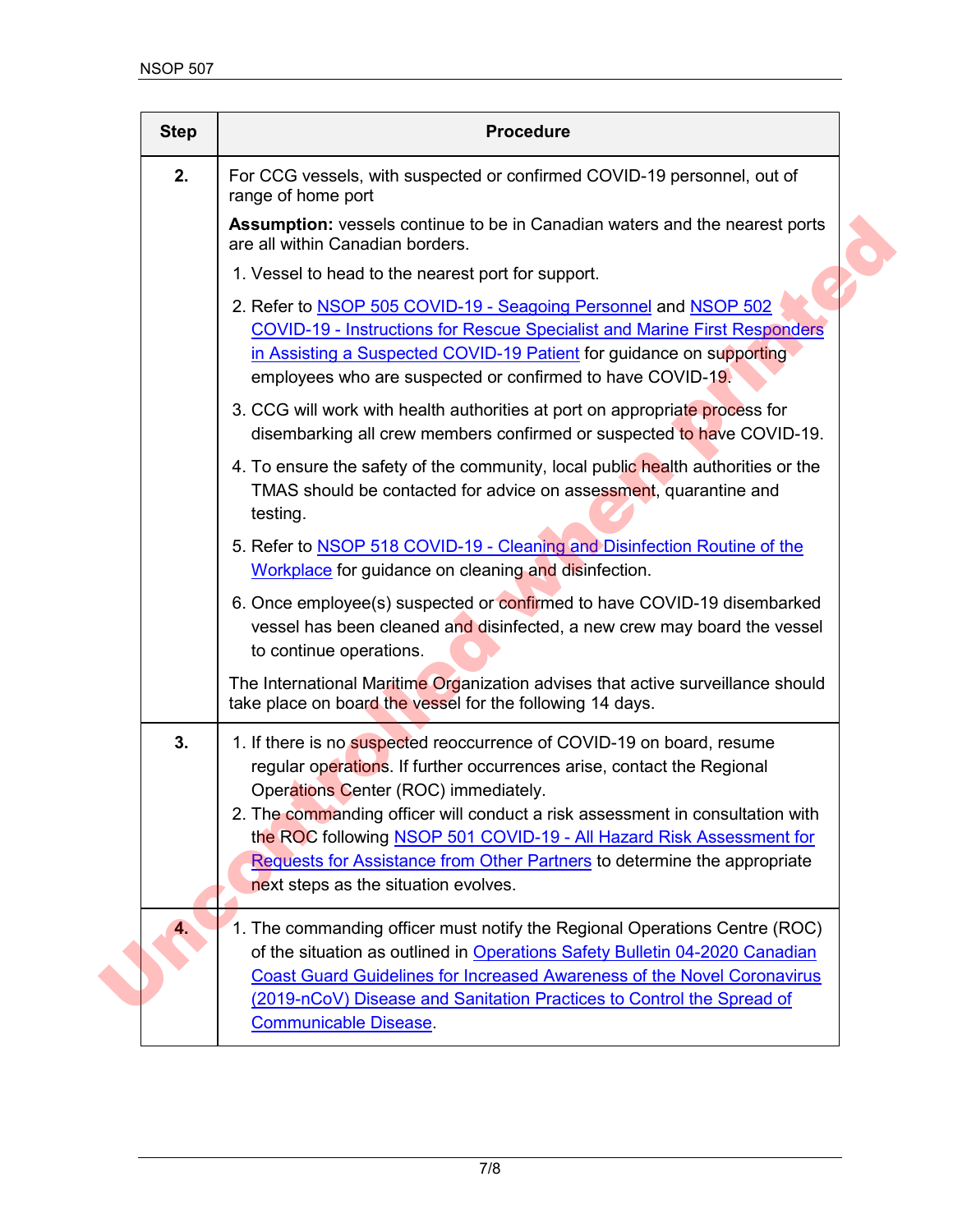| Step | Procedure |
| --- | --- |
| **2.** | For CCG vessels, with suspected or confirmed COVID-19 personnel, out of range of home port<br><br>**Assumption:** vessels continue to be in Canadian waters and the nearest ports are all within Canadian borders.<br><br>1. Vessel to head to the nearest port for support.<br>2. Refer to NSOP 505 COVID-19 - Seagoing Personnel and NSOP 502 COVID-19 - Instructions for Rescue Specialist and Marine First Responders in Assisting a Suspected COVID-19 Patient for guidance on supporting employees who are suspected or confirmed to have COVID-19.<br>3. CCG will work with health authorities at port on appropriate process for disembarking all crew members confirmed or suspected to have COVID-19.<br>4. To ensure the safety of the community, local public health authorities or the TMAS should be contacted for advice on assessment, quarantine and testing.<br>5. Refer to NSOP 518 COVID-19 - Cleaning and Disinfection Routine of the Workplace for guidance on cleaning and disinfection.<br>6. Once employee(s) suspected or confirmed to have COVID-19 disembarked vessel has been cleaned and disinfected, a new crew may board the vessel to continue operations.<br><br>The International Maritime Organization advises that active surveillance should take place on board the vessel for the following 14 days. |
| **3.** | 1. If there is no suspected reoccurrence of COVID-19 on board, resume regular operations. If further occurrences arise, contact the Regional Operations Center (ROC) immediately.<br>2. The commanding officer will conduct a risk assessment in consultation with the ROC following NSOP 501 COVID-19 - All Hazard Risk Assessment for Requests for Assistance from Other Partners to determine the appropriate next steps as the situation evolves. |
| **4.** | 1. The commanding officer must notify the Regional Operations Centre (ROC) of the situation as outlined in Operations Safety Bulletin 04-2020 Canadian Coast Guard Guidelines for Increased Awareness of the Novel Coronavirus (2019-nCoV) Disease and Sanitation Practices to Control the Spread of Communicable Disease. |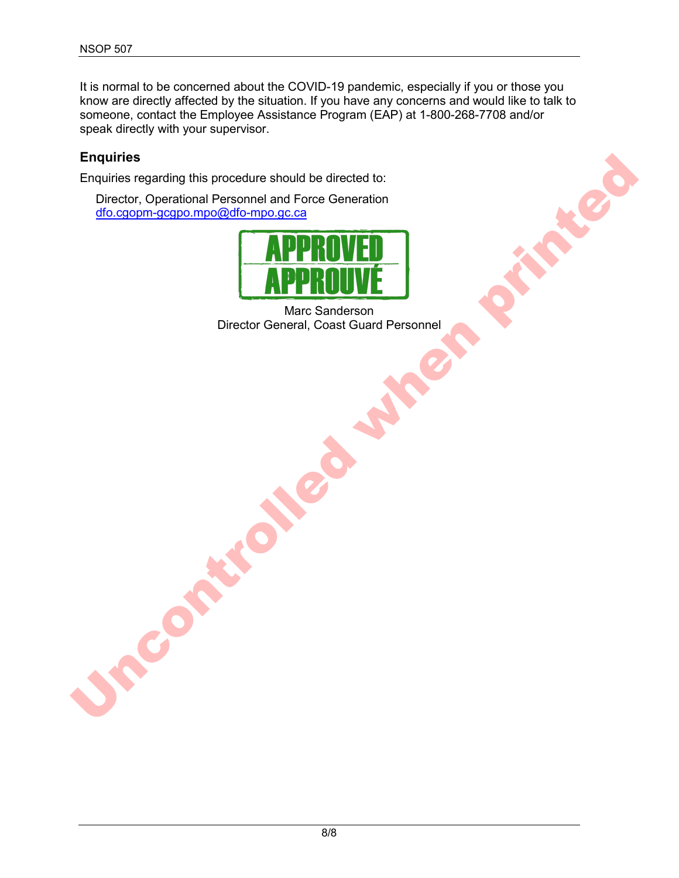It is normal to be concerned about the COVID-19 pandemic, especially if you or those you know are directly affected by the situation. If you have any concerns and would like to talk to someone, contact the Employee Assistance Program (EAP) at 1-800-268-7708 and/or speak directly with your supervisor.

### Enquiries

Enquiries regarding this procedure should be directed to:

Director, Operational Personnel and Force Generation
dfo.cgopm-gcgpo.mpo@dfo-mpo.gc.ca

APPROVED
APPROUVÉ

Marc Sanderson
Director General, Coast Guard Personnel

Uncontrolled when printed